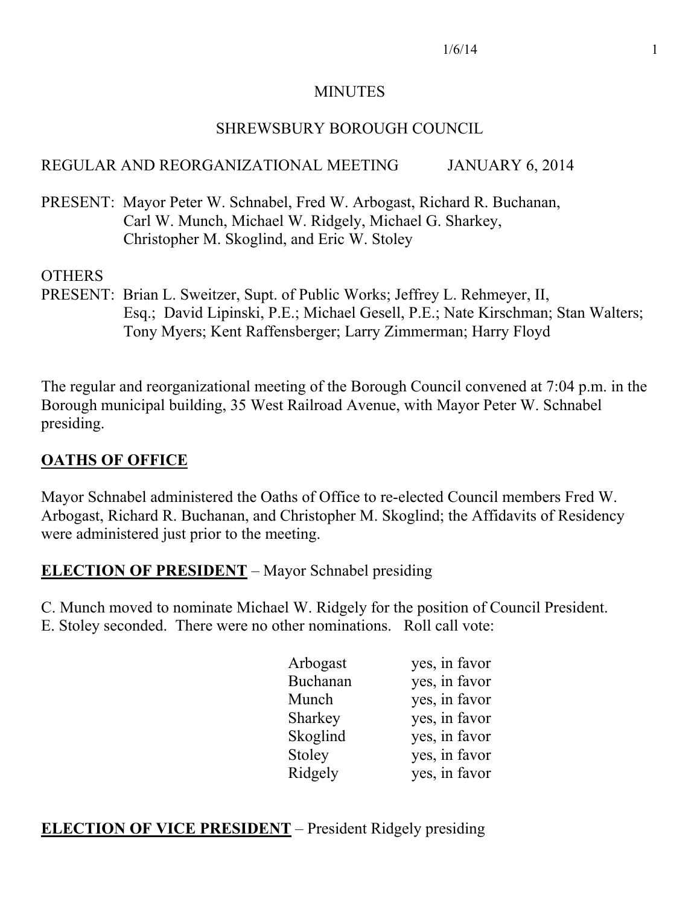# MINUTES

## SHREWSBURY BOROUGH COUNCIL

REGULAR AND REORGANIZATIONAL MEETING JANUARY 6, 2014

PRESENT: Mayor Peter W. Schnabel, Fred W. Arbogast, Richard R. Buchanan, Carl W. Munch, Michael W. Ridgely, Michael G. Sharkey, Christopher M. Skoglind, and Eric W. Stoley

OTHERS PRESENT: Brian L. Sweitzer, Supt. of Public Works; Jeffrey L. Rehmeyer, II, Esq.; David Lipinski, P.E.; Michael Gesell, P.E.; Nate Kirschman; Stan Walters; Tony Myers; Kent Raffensberger; Larry Zimmerman; Harry Floyd

The regular and reorganizational meeting of the Borough Council convened at 7:04 p.m. in the Borough municipal building, 35 West Railroad Avenue, with Mayor Peter W. Schnabel presiding.

**OATHS OF OFFICE**

Mayor Schnabel administered the Oaths of Office to re-elected Council members Fred W. Arbogast, Richard R. Buchanan, and Christopher M. Skoglind; the Affidavits of Residency were administered just prior to the meeting.

**ELECTION OF PRESIDENT** – Mayor Schnabel presiding

C. Munch moved to nominate Michael W. Ridgely for the position of Council President. E. Stoley seconded. There were no other nominations. Roll call vote:

| | |
|---|---|
| Arbogast | yes, in favor |
| Buchanan | yes, in favor |
| Munch | yes, in favor |
| Sharkey | yes, in favor |
| Skoglind | yes, in favor |
| Stoley | yes, in favor |
| Ridgely | yes, in favor |

**ELECTION OF VICE PRESIDENT** – President Ridgely presiding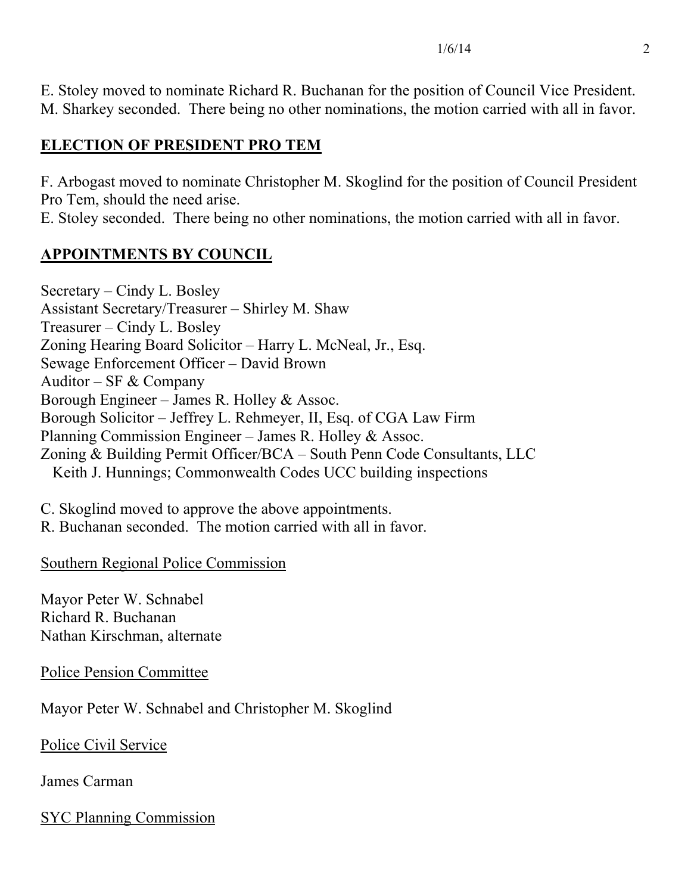E. Stoley moved to nominate Richard R. Buchanan for the position of Council Vice President. M. Sharkey seconded. There being no other nominations, the motion carried with all in favor.

## ELECTION OF PRESIDENT PRO TEM

F. Arbogast moved to nominate Christopher M. Skoglind for the position of Council President Pro Tem, should the need arise.
E. Stoley seconded. There being no other nominations, the motion carried with all in favor.

## APPOINTMENTS BY COUNCIL

Secretary – Cindy L. Bosley
Assistant Secretary/Treasurer – Shirley M. Shaw
Treasurer – Cindy L. Bosley
Zoning Hearing Board Solicitor – Harry L. McNeal, Jr., Esq.
Sewage Enforcement Officer – David Brown
Auditor – SF & Company
Borough Engineer – James R. Holley & Assoc.
Borough Solicitor – Jeffrey L. Rehmeyer, II, Esq. of CGA Law Firm
Planning Commission Engineer – James R. Holley & Assoc.
Zoning & Building Permit Officer/BCA – South Penn Code Consultants, LLC
Keith J. Hunnings; Commonwealth Codes UCC building inspections

C. Skoglind moved to approve the above appointments.
R. Buchanan seconded. The motion carried with all in favor.

Southern Regional Police Commission

Mayor Peter W. Schnabel
Richard R. Buchanan
Nathan Kirschman, alternate

Police Pension Committee

Mayor Peter W. Schnabel and Christopher M. Skoglind

Police Civil Service

James Carman

SYC Planning Commission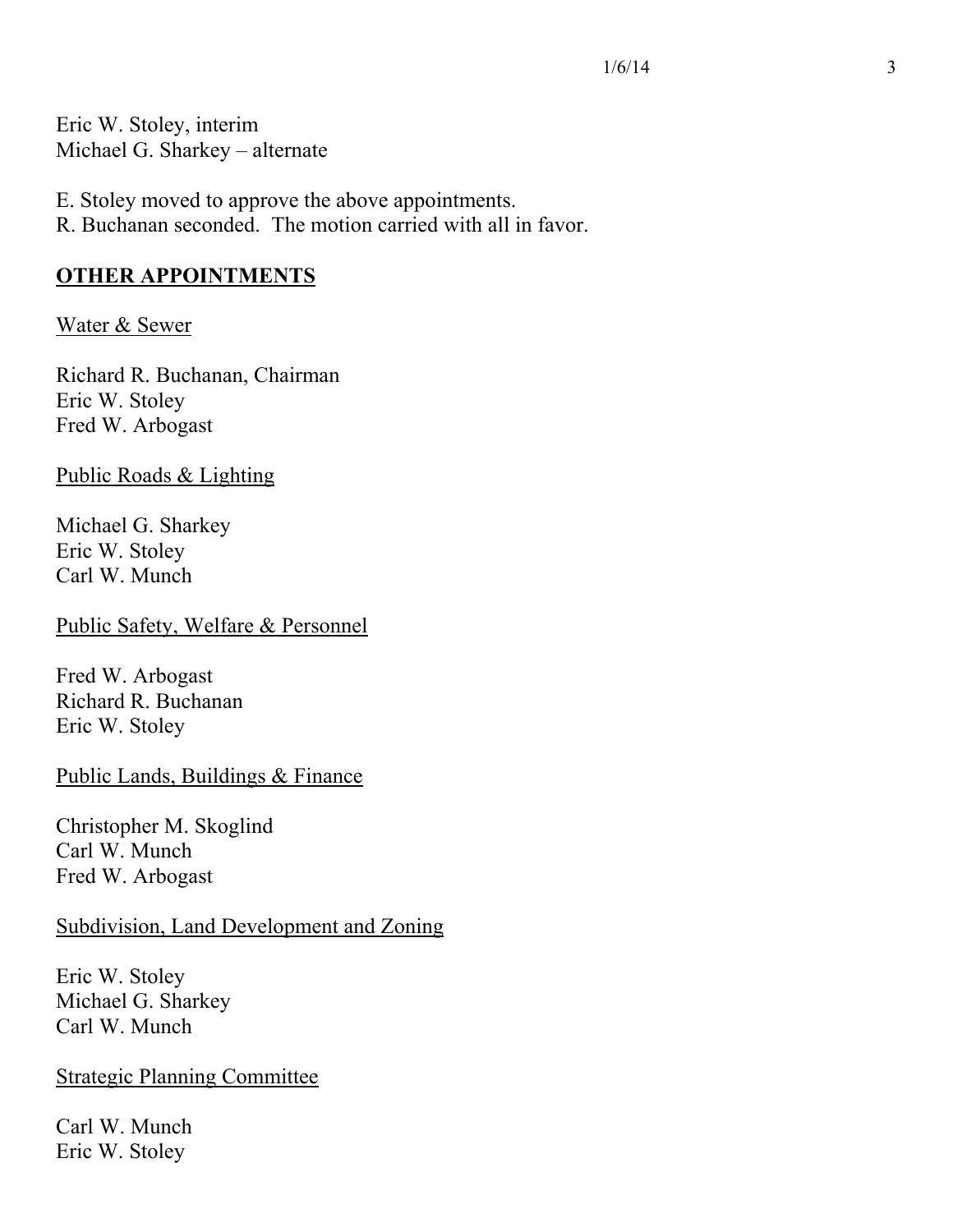Eric W. Stoley, interim
Michael G. Sharkey – alternate

E. Stoley moved to approve the above appointments.
R. Buchanan seconded. The motion carried with all in favor.

## OTHER APPOINTMENTS

Water & Sewer

Richard R. Buchanan, Chairman
Eric W. Stoley
Fred W. Arbogast

Public Roads & Lighting

Michael G. Sharkey
Eric W. Stoley
Carl W. Munch

Public Safety, Welfare & Personnel

Fred W. Arbogast
Richard R. Buchanan
Eric W. Stoley

Public Lands, Buildings & Finance

Christopher M. Skoglind
Carl W. Munch
Fred W. Arbogast

Subdivision, Land Development and Zoning

Eric W. Stoley
Michael G. Sharkey
Carl W. Munch

Strategic Planning Committee

Carl W. Munch
Eric W. Stoley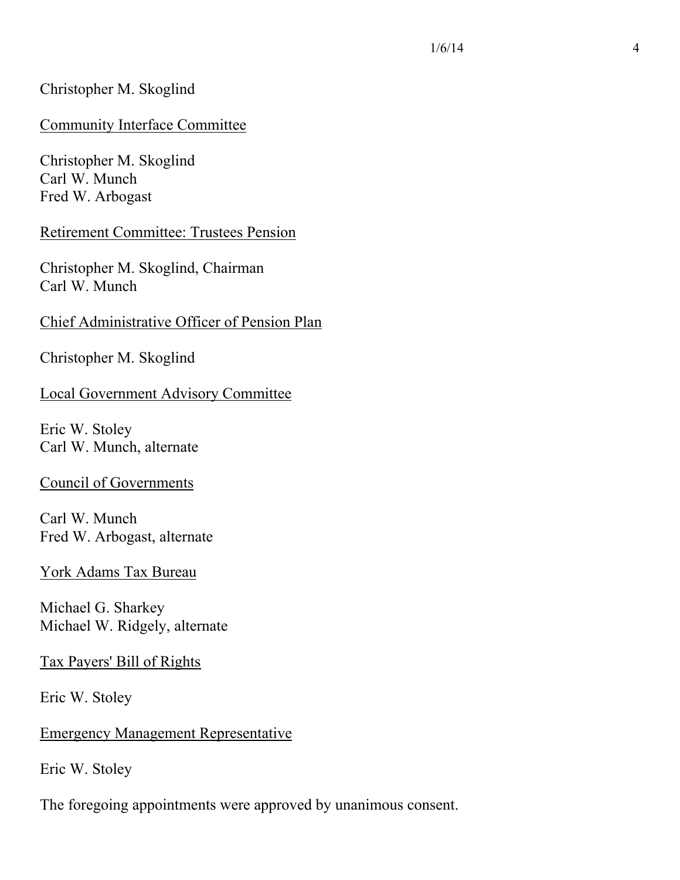Christopher M. Skoglind

<u>Community Interface Committee</u>

Christopher M. Skoglind
Carl W. Munch
Fred W. Arbogast

<u>Retirement Committee: Trustees Pension</u>

Christopher M. Skoglind, Chairman
Carl W. Munch

<u>Chief Administrative Officer of Pension Plan</u>

Christopher M. Skoglind

<u>Local Government Advisory Committee</u>

Eric W. Stoley
Carl W. Munch, alternate

<u>Council of Governments</u>

Carl W. Munch
Fred W. Arbogast, alternate

<u>York Adams Tax Bureau</u>

Michael G. Sharkey
Michael W. Ridgely, alternate

<u>Tax Payers' Bill of Rights</u>

Eric W. Stoley

<u>Emergency Management Representative</u>

Eric W. Stoley

The foregoing appointments were approved by unanimous consent.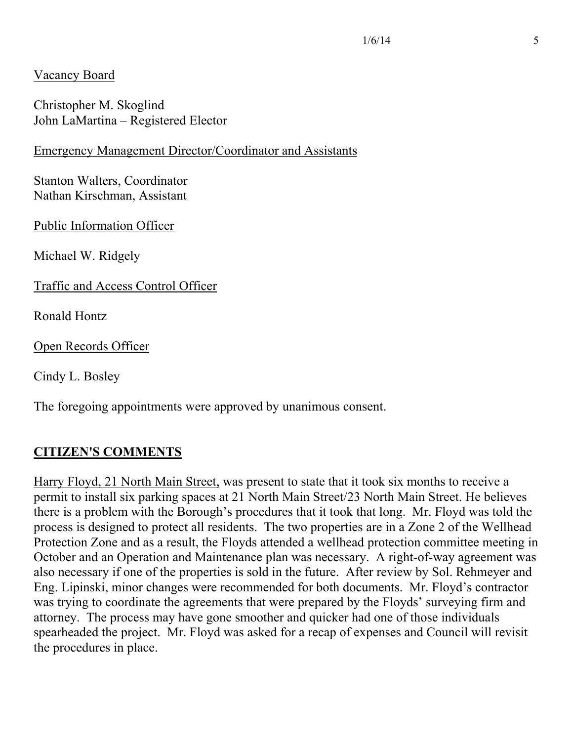Vacancy Board

Christopher M. Skoglind
John LaMartina – Registered Elector

Emergency Management Director/Coordinator and Assistants

Stanton Walters, Coordinator
Nathan Kirschman, Assistant

Public Information Officer

Michael W. Ridgely

Traffic and Access Control Officer

Ronald Hontz

Open Records Officer

Cindy L. Bosley

The foregoing appointments were approved by unanimous consent.

## CITIZEN'S COMMENTS

Harry Floyd, 21 North Main Street, was present to state that it took six months to receive a permit to install six parking spaces at 21 North Main Street/23 North Main Street. He believes there is a problem with the Borough's procedures that it took that long. Mr. Floyd was told the process is designed to protect all residents. The two properties are in a Zone 2 of the Wellhead Protection Zone and as a result, the Floyds attended a wellhead protection committee meeting in October and an Operation and Maintenance plan was necessary. A right-of-way agreement was also necessary if one of the properties is sold in the future. After review by Sol. Rehmeyer and Eng. Lipinski, minor changes were recommended for both documents. Mr. Floyd's contractor was trying to coordinate the agreements that were prepared by the Floyds' surveying firm and attorney. The process may have gone smoother and quicker had one of those individuals spearheaded the project. Mr. Floyd was asked for a recap of expenses and Council will revisit the procedures in place.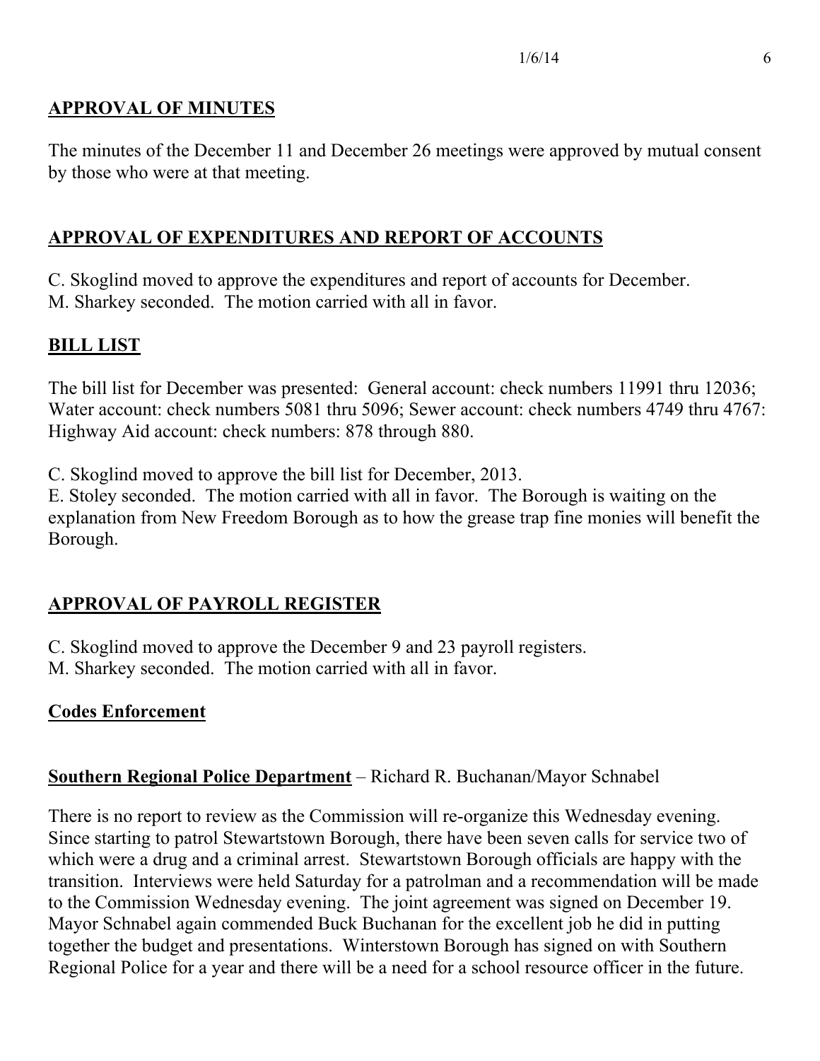## APPROVAL OF MINUTES

The minutes of the December 11 and December 26 meetings were approved by mutual consent by those who were at that meeting.

## APPROVAL OF EXPENDITURES AND REPORT OF ACCOUNTS

C. Skoglind moved to approve the expenditures and report of accounts for December.
M. Sharkey seconded. The motion carried with all in favor.

## BILL LIST

The bill list for December was presented: General account: check numbers 11991 thru 12036; Water account: check numbers 5081 thru 5096; Sewer account: check numbers 4749 thru 4767: Highway Aid account: check numbers: 878 through 880.

C. Skoglind moved to approve the bill list for December, 2013.
E. Stoley seconded. The motion carried with all in favor. The Borough is waiting on the explanation from New Freedom Borough as to how the grease trap fine monies will benefit the Borough.

## APPROVAL OF PAYROLL REGISTER

C. Skoglind moved to approve the December 9 and 23 payroll registers.
M. Sharkey seconded. The motion carried with all in favor.

## Codes Enforcement

**Southern Regional Police Department** – Richard R. Buchanan/Mayor Schnabel

There is no report to review as the Commission will re-organize this Wednesday evening. Since starting to patrol Stewartstown Borough, there have been seven calls for service two of which were a drug and a criminal arrest. Stewartstown Borough officials are happy with the transition. Interviews were held Saturday for a patrolman and a recommendation will be made to the Commission Wednesday evening. The joint agreement was signed on December 19. Mayor Schnabel again commended Buck Buchanan for the excellent job he did in putting together the budget and presentations. Winterstown Borough has signed on with Southern Regional Police for a year and there will be a need for a school resource officer in the future.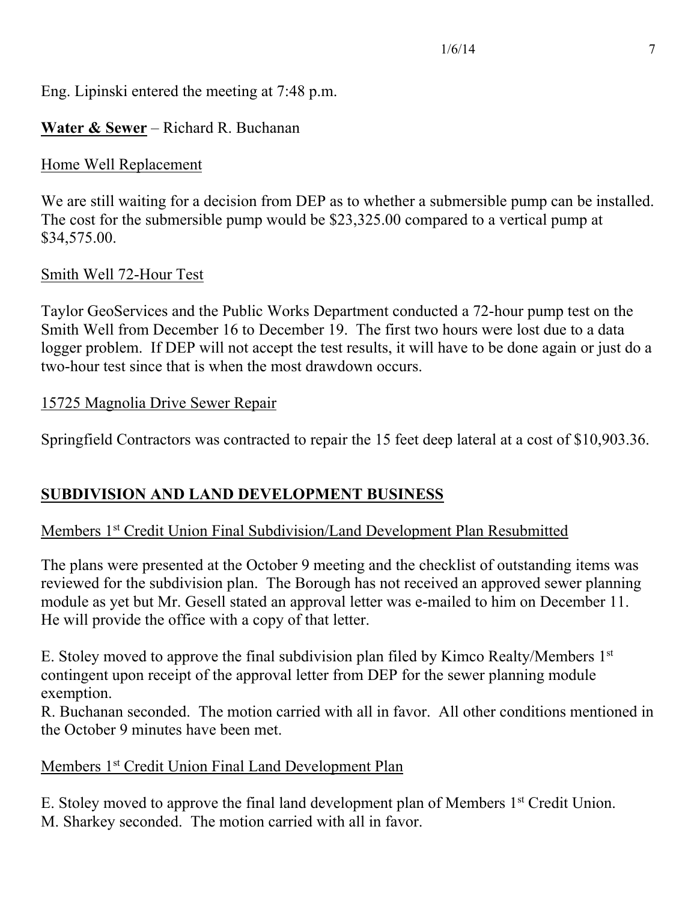Eng. Lipinski entered the meeting at 7:48 p.m.

**Water & Sewer** – Richard R. Buchanan

Home Well Replacement

We are still waiting for a decision from DEP as to whether a submersible pump can be installed. The cost for the submersible pump would be $23,325.00 compared to a vertical pump at $34,575.00.

Smith Well 72-Hour Test

Taylor GeoServices and the Public Works Department conducted a 72-hour pump test on the Smith Well from December 16 to December 19. The first two hours were lost due to a data logger problem. If DEP will not accept the test results, it will have to be done again or just do a two-hour test since that is when the most drawdown occurs.

15725 Magnolia Drive Sewer Repair

Springfield Contractors was contracted to repair the 15 feet deep lateral at a cost of $10,903.36.

## SUBDIVISION AND LAND DEVELOPMENT BUSINESS

Members 1st Credit Union Final Subdivision/Land Development Plan Resubmitted

The plans were presented at the October 9 meeting and the checklist of outstanding items was reviewed for the subdivision plan. The Borough has not received an approved sewer planning module as yet but Mr. Gesell stated an approval letter was e-mailed to him on December 11. He will provide the office with a copy of that letter.

E. Stoley moved to approve the final subdivision plan filed by Kimco Realty/Members 1st contingent upon receipt of the approval letter from DEP for the sewer planning module exemption.
R. Buchanan seconded. The motion carried with all in favor. All other conditions mentioned in the October 9 minutes have been met.

Members 1st Credit Union Final Land Development Plan

E. Stoley moved to approve the final land development plan of Members 1st Credit Union.
M. Sharkey seconded. The motion carried with all in favor.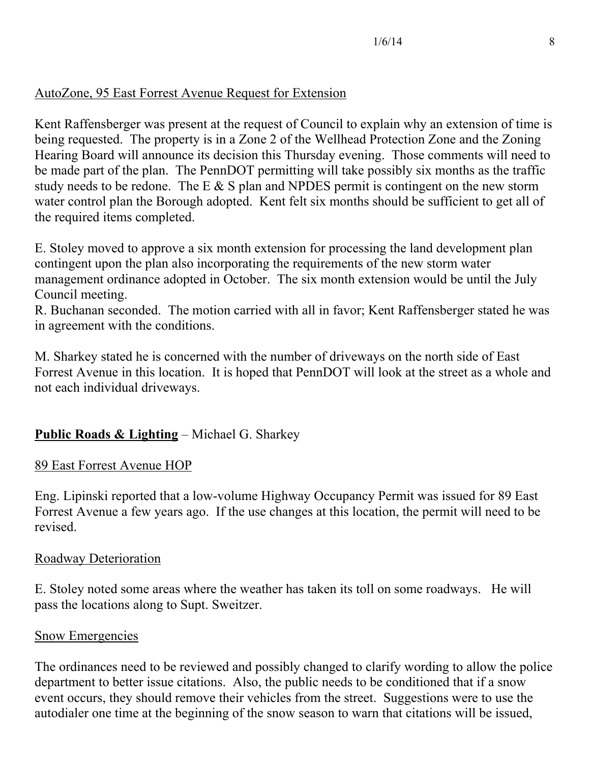AutoZone, 95 East Forrest Avenue Request for Extension

Kent Raffensberger was present at the request of Council to explain why an extension of time is being requested. The property is in a Zone 2 of the Wellhead Protection Zone and the Zoning Hearing Board will announce its decision this Thursday evening. Those comments will need to be made part of the plan. The PennDOT permitting will take possibly six months as the traffic study needs to be redone. The E & S plan and NPDES permit is contingent on the new storm water control plan the Borough adopted. Kent felt six months should be sufficient to get all of the required items completed.

E. Stoley moved to approve a six month extension for processing the land development plan contingent upon the plan also incorporating the requirements of the new storm water management ordinance adopted in October. The six month extension would be until the July Council meeting.
R. Buchanan seconded. The motion carried with all in favor; Kent Raffensberger stated he was in agreement with the conditions.

M. Sharkey stated he is concerned with the number of driveways on the north side of East Forrest Avenue in this location. It is hoped that PennDOT will look at the street as a whole and not each individual driveways.

**Public Roads & Lighting** – Michael G. Sharkey

89 East Forrest Avenue HOP

Eng. Lipinski reported that a low-volume Highway Occupancy Permit was issued for 89 East Forrest Avenue a few years ago. If the use changes at this location, the permit will need to be revised.

Roadway Deterioration

E. Stoley noted some areas where the weather has taken its toll on some roadways. He will pass the locations along to Supt. Sweitzer.

Snow Emergencies

The ordinances need to be reviewed and possibly changed to clarify wording to allow the police department to better issue citations. Also, the public needs to be conditioned that if a snow event occurs, they should remove their vehicles from the street. Suggestions were to use the autodialer one time at the beginning of the snow season to warn that citations will be issued,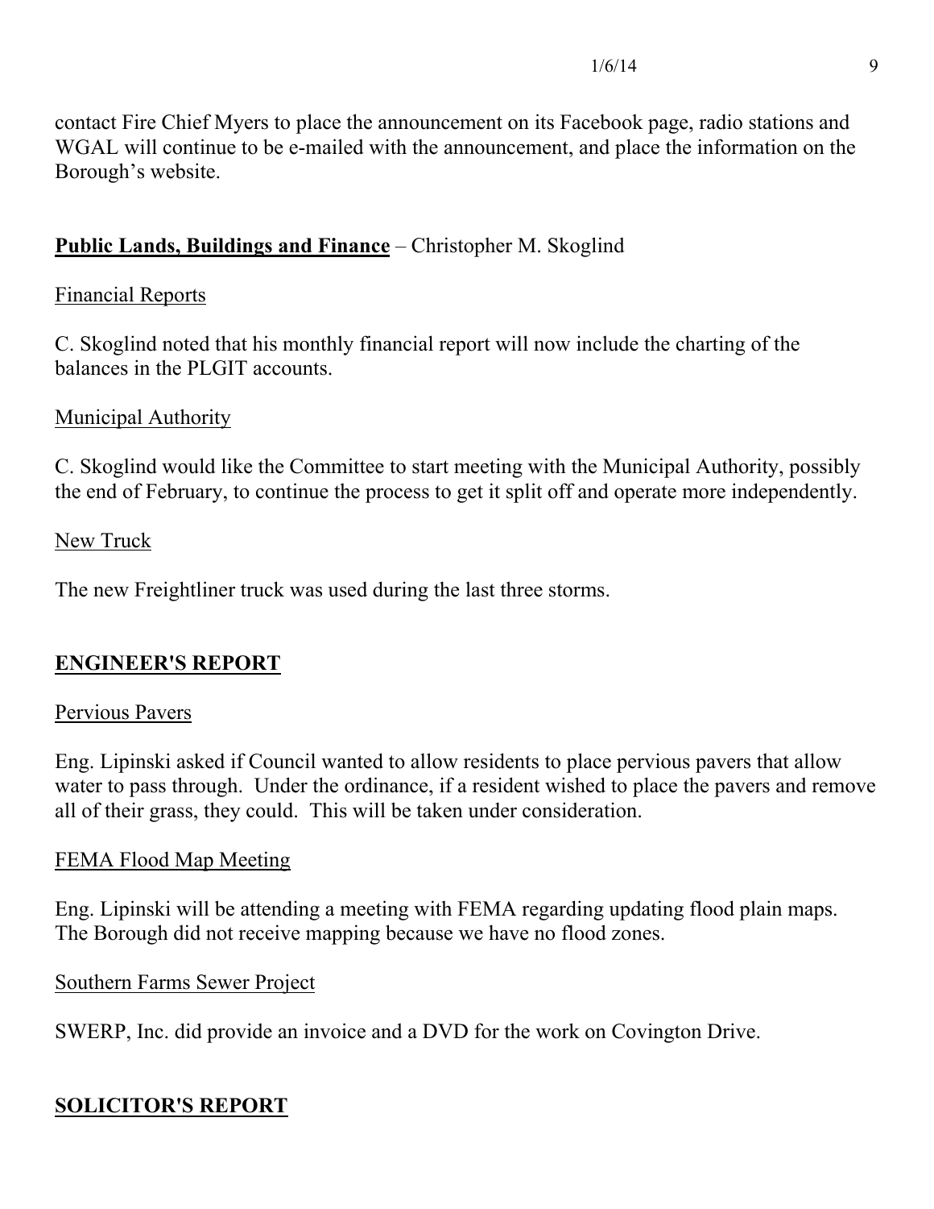contact Fire Chief Myers to place the announcement on its Facebook page, radio stations and WGAL will continue to be e-mailed with the announcement, and place the information on the Borough's website.

**<u>Public Lands, Buildings and Finance</u>** – Christopher M. Skoglind

<u>Financial Reports</u>

C. Skoglind noted that his monthly financial report will now include the charting of the balances in the PLGIT accounts.

<u>Municipal Authority</u>

C. Skoglind would like the Committee to start meeting with the Municipal Authority, possibly the end of February, to continue the process to get it split off and operate more independently.

<u>New Truck</u>

The new Freightliner truck was used during the last three storms.

## <u>ENGINEER'S REPORT</u>

<u>Pervious Pavers</u>

Eng. Lipinski asked if Council wanted to allow residents to place pervious pavers that allow water to pass through. Under the ordinance, if a resident wished to place the pavers and remove all of their grass, they could. This will be taken under consideration.

<u>FEMA Flood Map Meeting</u>

Eng. Lipinski will be attending a meeting with FEMA regarding updating flood plain maps. The Borough did not receive mapping because we have no flood zones.

<u>Southern Farms Sewer Project</u>

SWERP, Inc. did provide an invoice and a DVD for the work on Covington Drive.

## <u>SOLICITOR'S REPORT</u>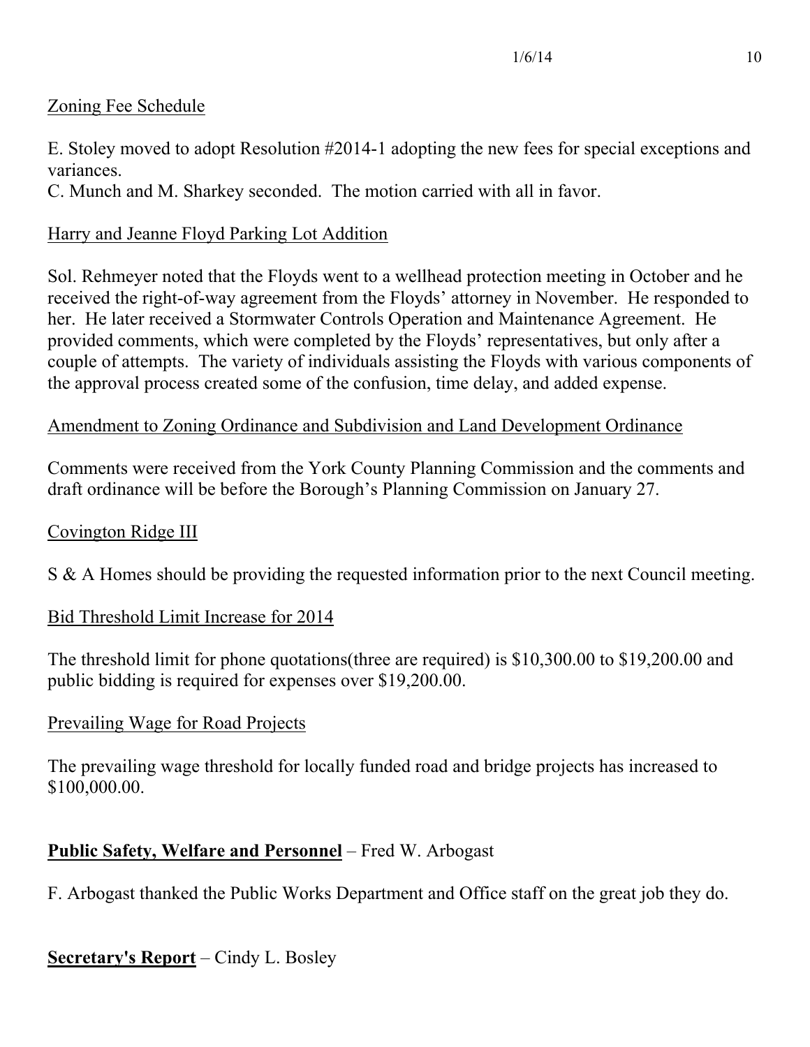Zoning Fee Schedule

E. Stoley moved to adopt Resolution #2014-1 adopting the new fees for special exceptions and variances.
C. Munch and M. Sharkey seconded. The motion carried with all in favor.

Harry and Jeanne Floyd Parking Lot Addition

Sol. Rehmeyer noted that the Floyds went to a wellhead protection meeting in October and he received the right-of-way agreement from the Floyds' attorney in November. He responded to her. He later received a Stormwater Controls Operation and Maintenance Agreement. He provided comments, which were completed by the Floyds' representatives, but only after a couple of attempts. The variety of individuals assisting the Floyds with various components of the approval process created some of the confusion, time delay, and added expense.

Amendment to Zoning Ordinance and Subdivision and Land Development Ordinance

Comments were received from the York County Planning Commission and the comments and draft ordinance will be before the Borough's Planning Commission on January 27.

Covington Ridge III

S & A Homes should be providing the requested information prior to the next Council meeting.

Bid Threshold Limit Increase for 2014

The threshold limit for phone quotations(three are required) is $10,300.00 to $19,200.00 and public bidding is required for expenses over $19,200.00.

Prevailing Wage for Road Projects

The prevailing wage threshold for locally funded road and bridge projects has increased to $100,000.00.

**Public Safety, Welfare and Personnel** – Fred W. Arbogast

F. Arbogast thanked the Public Works Department and Office staff on the great job they do.

**Secretary's Report** – Cindy L. Bosley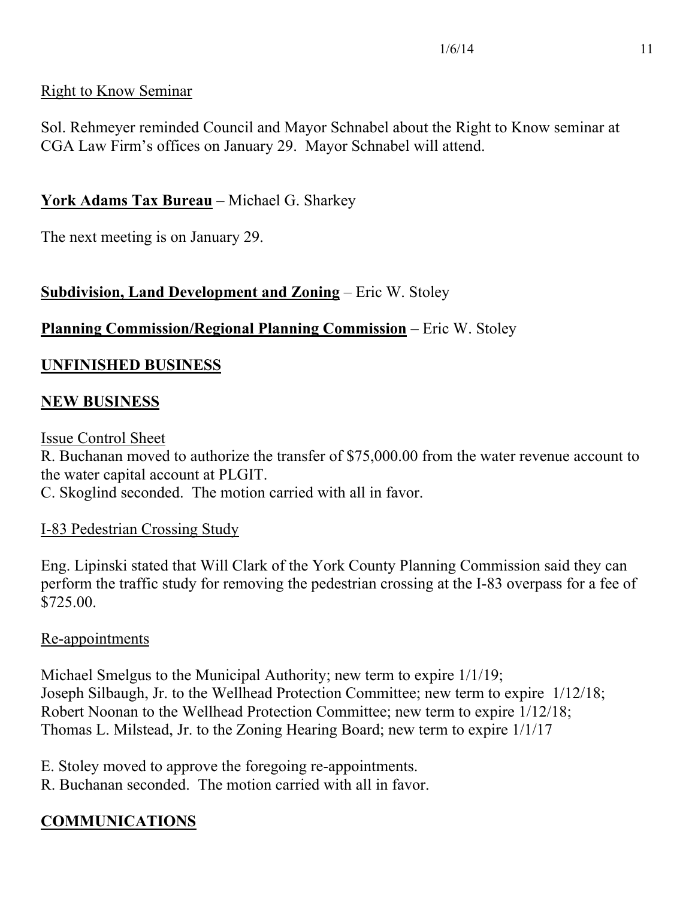Right to Know Seminar

Sol. Rehmeyer reminded Council and Mayor Schnabel about the Right to Know seminar at CGA Law Firm's offices on January 29. Mayor Schnabel will attend.

**York Adams Tax Bureau** – Michael G. Sharkey

The next meeting is on January 29.

**Subdivision, Land Development and Zoning** – Eric W. Stoley

**Planning Commission/Regional Planning Commission** – Eric W. Stoley

## UNFINISHED BUSINESS

## NEW BUSINESS

Issue Control Sheet

R. Buchanan moved to authorize the transfer of $75,000.00 from the water revenue account to the water capital account at PLGIT.
C. Skoglind seconded. The motion carried with all in favor.

I-83 Pedestrian Crossing Study

Eng. Lipinski stated that Will Clark of the York County Planning Commission said they can perform the traffic study for removing the pedestrian crossing at the I-83 overpass for a fee of $725.00.

Re-appointments

Michael Smelgus to the Municipal Authority; new term to expire 1/1/19;
Joseph Silbaugh, Jr. to the Wellhead Protection Committee; new term to expire 1/12/18;
Robert Noonan to the Wellhead Protection Committee; new term to expire 1/12/18;
Thomas L. Milstead, Jr. to the Zoning Hearing Board; new term to expire 1/1/17

E. Stoley moved to approve the foregoing re-appointments.
R. Buchanan seconded. The motion carried with all in favor.

## COMMUNICATIONS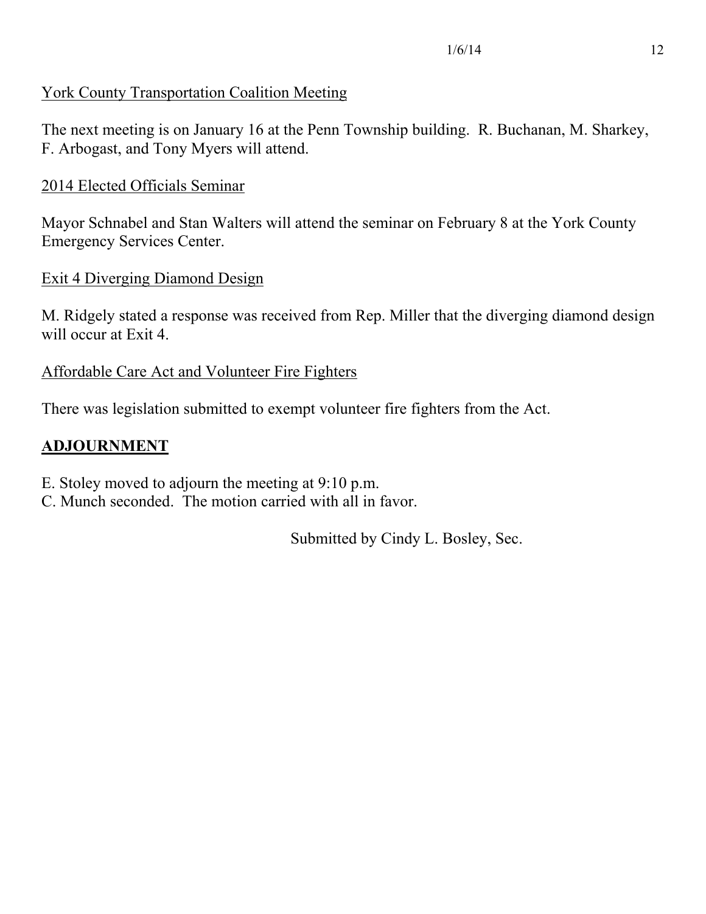York County Transportation Coalition Meeting

The next meeting is on January 16 at the Penn Township building. R. Buchanan, M. Sharkey, F. Arbogast, and Tony Myers will attend.

2014 Elected Officials Seminar

Mayor Schnabel and Stan Walters will attend the seminar on February 8 at the York County Emergency Services Center.

Exit 4 Diverging Diamond Design

M. Ridgely stated a response was received from Rep. Miller that the diverging diamond design will occur at Exit 4.

Affordable Care Act and Volunteer Fire Fighters

There was legislation submitted to exempt volunteer fire fighters from the Act.

## ADJOURNMENT

E. Stoley moved to adjourn the meeting at 9:10 p.m.
C. Munch seconded. The motion carried with all in favor.

Submitted by Cindy L. Bosley, Sec.